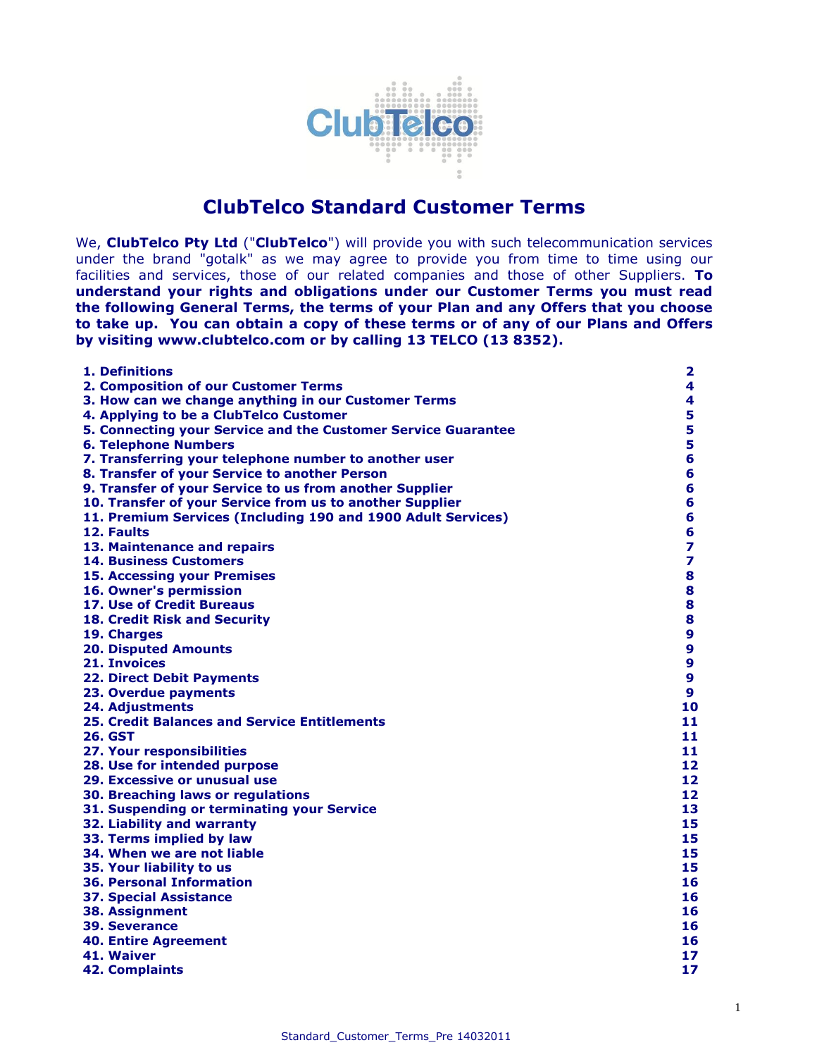# ClubTelco Standard Customer Terms

We, **ClubTelco Pty Ltd** ("**ClubTelco**") will provide you with such telecommunication services under the brand "gotalk" as we may agree to provide you from time to time using our facilities and services, those of our related companies and those of other Suppliers. **To understand your rights and obligations under our Customer Terms you must read the following General Terms, the terms of your Plan and any Offers that you choose to take up. You can obtain a copy of these terms or of any of our Plans and Offers by visiting www.clubtelco.com or by calling 13 TELCO (13 8352).**

| | |
|---|---|
| **1. Definitions** | **2** |
| **2. Composition of our Customer Terms** | **4** |
| **3. How can we change anything in our Customer Terms** | **4** |
| **4. Applying to be a ClubTelco Customer** | **5** |
| **5. Connecting your Service and the Customer Service Guarantee** | **5** |
| **6. Telephone Numbers** | **5** |
| **7. Transferring your telephone number to another user** | **6** |
| **8. Transfer of your Service to another Person** | **6** |
| **9. Transfer of your Service to us from another Supplier** | **6** |
| **10. Transfer of your Service from us to another Supplier** | **6** |
| **11. Premium Services (Including 190 and 1900 Adult Services)** | **6** |
| **12. Faults** | **6** |
| **13. Maintenance and repairs** | **7** |
| **14. Business Customers** | **7** |
| **15. Accessing your Premises** | **8** |
| **16. Owner's permission** | **8** |
| **17. Use of Credit Bureaus** | **8** |
| **18. Credit Risk and Security** | **8** |
| **19. Charges** | **9** |
| **20. Disputed Amounts** | **9** |
| **21. Invoices** | **9** |
| **22. Direct Debit Payments** | **9** |
| **23. Overdue payments** | **9** |
| **24. Adjustments** | **10** |
| **25. Credit Balances and Service Entitlements** | **11** |
| **26. GST** | **11** |
| **27. Your responsibilities** | **11** |
| **28. Use for intended purpose** | **12** |
| **29. Excessive or unusual use** | **12** |
| **30. Breaching laws or regulations** | **12** |
| **31. Suspending or terminating your Service** | **13** |
| **32. Liability and warranty** | **15** |
| **33. Terms implied by law** | **15** |
| **34. When we are not liable** | **15** |
| **35. Your liability to us** | **15** |
| **36. Personal Information** | **16** |
| **37. Special Assistance** | **16** |
| **38. Assignment** | **16** |
| **39. Severance** | **16** |
| **40. Entire Agreement** | **16** |
| **41. Waiver** | **17** |
| **42. Complaints** | **17** |

Standard_Customer_Terms_Pre 14032011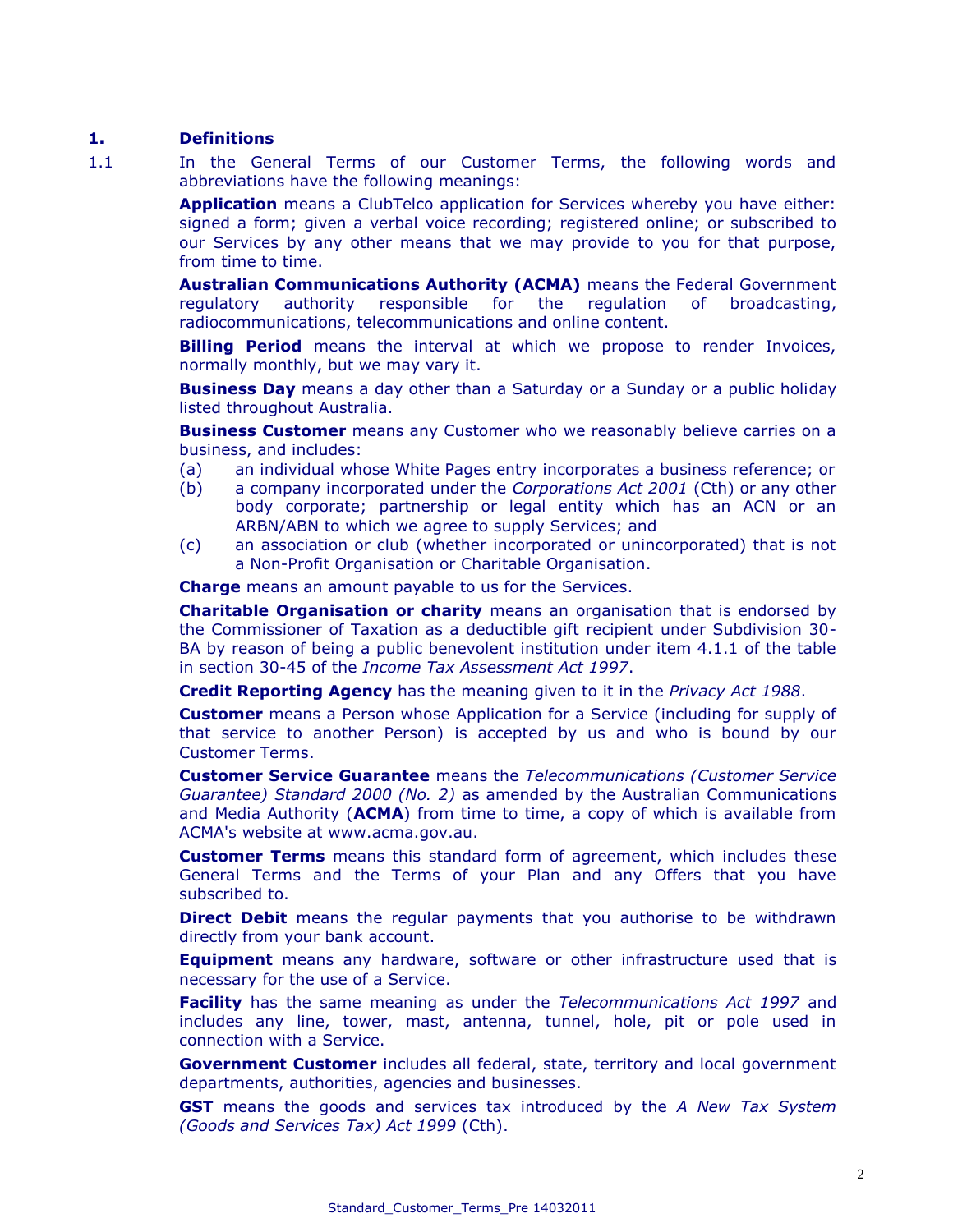## 1. Definitions

1.1 In the General Terms of our Customer Terms, the following words and abbreviations have the following meanings:

**Application** means a ClubTelco application for Services whereby you have either: signed a form; given a verbal voice recording; registered online; or subscribed to our Services by any other means that we may provide to you for that purpose, from time to time.

**Australian Communications Authority (ACMA)** means the Federal Government regulatory authority responsible for the regulation of broadcasting, radiocommunications, telecommunications and online content.

**Billing Period** means the interval at which we propose to render Invoices, normally monthly, but we may vary it.

**Business Day** means a day other than a Saturday or a Sunday or a public holiday listed throughout Australia.

**Business Customer** means any Customer who we reasonably believe carries on a business, and includes:

(a) an individual whose White Pages entry incorporates a business reference; or

(b) a company incorporated under the *Corporations Act 2001* (Cth) or any other body corporate; partnership or legal entity which has an ACN or an ARBN/ABN to which we agree to supply Services; and

(c) an association or club (whether incorporated or unincorporated) that is not a Non-Profit Organisation or Charitable Organisation.

**Charge** means an amount payable to us for the Services.

**Charitable Organisation or charity** means an organisation that is endorsed by the Commissioner of Taxation as a deductible gift recipient under Subdivision 30-BA by reason of being a public benevolent institution under item 4.1.1 of the table in section 30-45 of the *Income Tax Assessment Act 1997*.

**Credit Reporting Agency** has the meaning given to it in the *Privacy Act 1988*.

**Customer** means a Person whose Application for a Service (including for supply of that service to another Person) is accepted by us and who is bound by our Customer Terms.

**Customer Service Guarantee** means the *Telecommunications (Customer Service Guarantee) Standard 2000 (No. 2)* as amended by the Australian Communications and Media Authority (**ACMA**) from time to time, a copy of which is available from ACMA's website at www.acma.gov.au.

**Customer Terms** means this standard form of agreement, which includes these General Terms and the Terms of your Plan and any Offers that you have subscribed to.

**Direct Debit** means the regular payments that you authorise to be withdrawn directly from your bank account.

**Equipment** means any hardware, software or other infrastructure used that is necessary for the use of a Service.

**Facility** has the same meaning as under the *Telecommunications Act 1997* and includes any line, tower, mast, antenna, tunnel, hole, pit or pole used in connection with a Service.

**Government Customer** includes all federal, state, territory and local government departments, authorities, agencies and businesses.

**GST** means the goods and services tax introduced by the *A New Tax System (Goods and Services Tax) Act 1999* (Cth).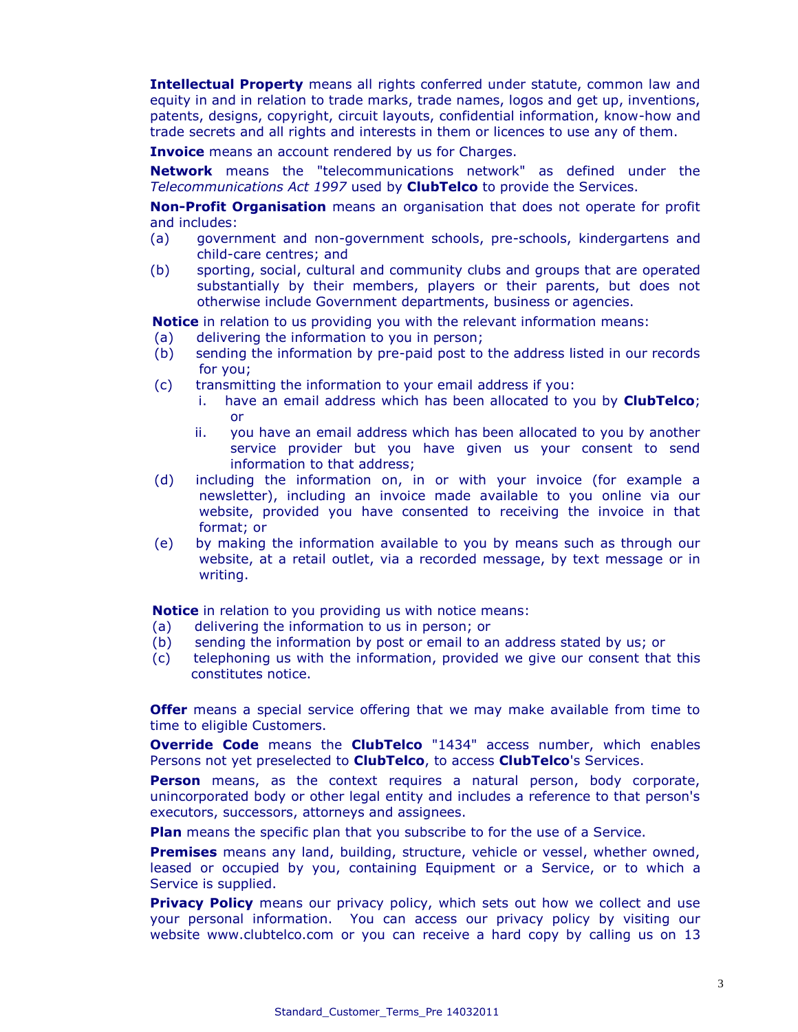**Intellectual Property** means all rights conferred under statute, common law and equity in and in relation to trade marks, trade names, logos and get up, inventions, patents, designs, copyright, circuit layouts, confidential information, know-how and trade secrets and all rights and interests in them or licences to use any of them.

**Invoice** means an account rendered by us for Charges.

**Network** means the "telecommunications network" as defined under the *Telecommunications Act 1997* used by **ClubTelco** to provide the Services.

**Non-Profit Organisation** means an organisation that does not operate for profit and includes:

(a) government and non-government schools, pre-schools, kindergartens and child-care centres; and

(b) sporting, social, cultural and community clubs and groups that are operated substantially by their members, players or their parents, but does not otherwise include Government departments, business or agencies.

**Notice** in relation to us providing you with the relevant information means:

(a) delivering the information to you in person;

(b) sending the information by pre-paid post to the address listed in our records for you;

(c) transmitting the information to your email address if you:

  i. have an email address which has been allocated to you by **ClubTelco**; or

  ii. you have an email address which has been allocated to you by another service provider but you have given us your consent to send information to that address;

(d) including the information on, in or with your invoice (for example a newsletter), including an invoice made available to you online via our website, provided you have consented to receiving the invoice in that format; or

(e) by making the information available to you by means such as through our website, at a retail outlet, via a recorded message, by text message or in writing.

**Notice** in relation to you providing us with notice means:

(a) delivering the information to us in person; or

(b) sending the information by post or email to an address stated by us; or

(c) telephoning us with the information, provided we give our consent that this constitutes notice.

**Offer** means a special service offering that we may make available from time to time to eligible Customers.

**Override Code** means the **ClubTelco** "1434" access number, which enables Persons not yet preselected to **ClubTelco**, to access **ClubTelco**'s Services.

**Person** means, as the context requires a natural person, body corporate, unincorporated body or other legal entity and includes a reference to that person's executors, successors, attorneys and assignees.

**Plan** means the specific plan that you subscribe to for the use of a Service.

**Premises** means any land, building, structure, vehicle or vessel, whether owned, leased or occupied by you, containing Equipment or a Service, or to which a Service is supplied.

**Privacy Policy** means our privacy policy, which sets out how we collect and use your personal information. You can access our privacy policy by visiting our website www.clubtelco.com or you can receive a hard copy by calling us on 13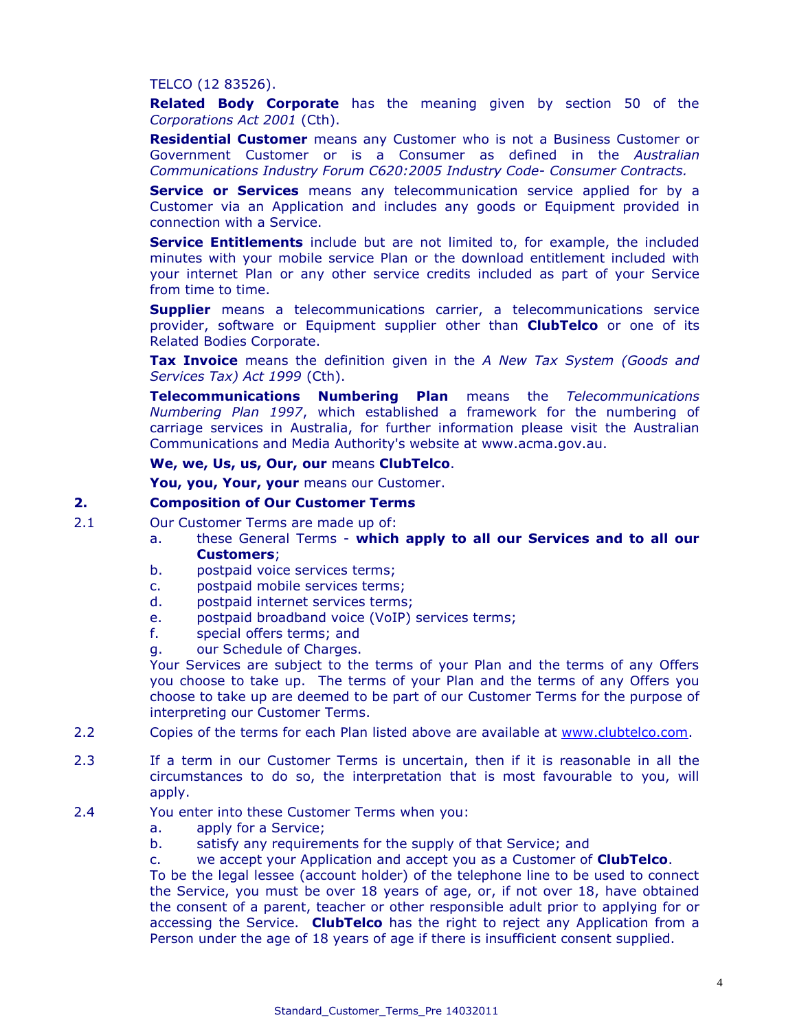TELCO (12 83526).

**Related Body Corporate** has the meaning given by section 50 of the *Corporations Act 2001* (Cth).

**Residential Customer** means any Customer who is not a Business Customer or Government Customer or is a Consumer as defined in the *Australian Communications Industry Forum C620:2005 Industry Code- Consumer Contracts.*

**Service or Services** means any telecommunication service applied for by a Customer via an Application and includes any goods or Equipment provided in connection with a Service.

**Service Entitlements** include but are not limited to, for example, the included minutes with your mobile service Plan or the download entitlement included with your internet Plan or any other service credits included as part of your Service from time to time.

**Supplier** means a telecommunications carrier, a telecommunications service provider, software or Equipment supplier other than **ClubTelco** or one of its Related Bodies Corporate.

**Tax Invoice** means the definition given in the *A New Tax System (Goods and Services Tax) Act 1999* (Cth).

**Telecommunications Numbering Plan** means the *Telecommunications Numbering Plan 1997*, which established a framework for the numbering of carriage services in Australia, for further information please visit the Australian Communications and Media Authority's website at www.acma.gov.au.

**We, we, Us, us, Our, our** means **ClubTelco**.

**You, you, Your, your** means our Customer.

## 2. Composition of Our Customer Terms

2.1 Our Customer Terms are made up of:

a. these General Terms - **which apply to all our Services and to all our Customers**;

b. postpaid voice services terms;

c. postpaid mobile services terms;

d. postpaid internet services terms;

e. postpaid broadband voice (VoIP) services terms;

f. special offers terms; and

g. our Schedule of Charges.

Your Services are subject to the terms of your Plan and the terms of any Offers you choose to take up. The terms of your Plan and the terms of any Offers you choose to take up are deemed to be part of our Customer Terms for the purpose of interpreting our Customer Terms.

2.2 Copies of the terms for each Plan listed above are available at www.clubtelco.com.

2.3 If a term in our Customer Terms is uncertain, then if it is reasonable in all the circumstances to do so, the interpretation that is most favourable to you, will apply.

2.4 You enter into these Customer Terms when you:

a. apply for a Service;

b. satisfy any requirements for the supply of that Service; and

c. we accept your Application and accept you as a Customer of **ClubTelco**.

To be the legal lessee (account holder) of the telephone line to be used to connect the Service, you must be over 18 years of age, or, if not over 18, have obtained the consent of a parent, teacher or other responsible adult prior to applying for or accessing the Service. **ClubTelco** has the right to reject any Application from a Person under the age of 18 years of age if there is insufficient consent supplied.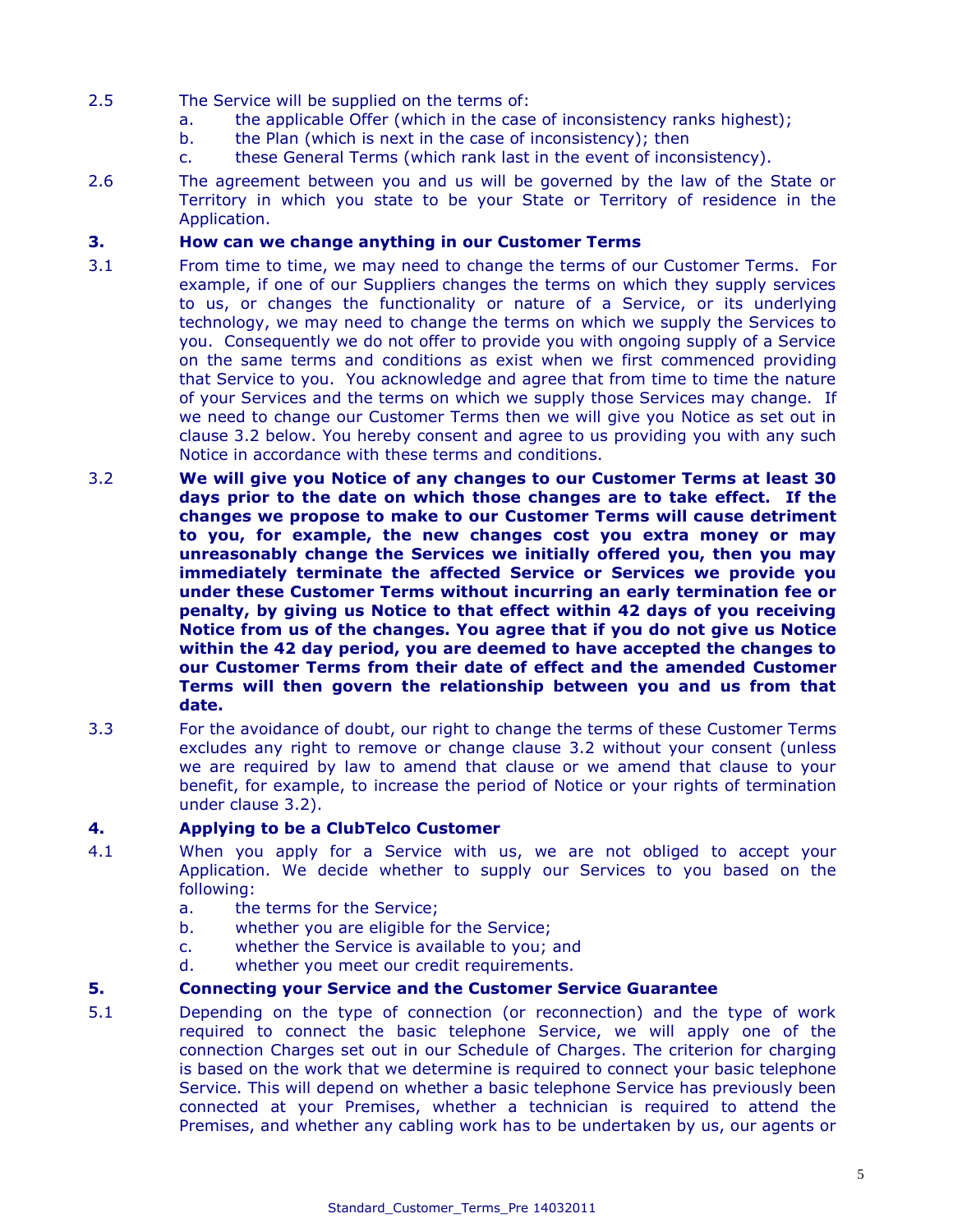2.5 The Service will be supplied on the terms of:

a. the applicable Offer (which in the case of inconsistency ranks highest);

b. the Plan (which is next in the case of inconsistency); then

c. these General Terms (which rank last in the event of inconsistency).

2.6 The agreement between you and us will be governed by the law of the State or Territory in which you state to be your State or Territory of residence in the Application.

### 3. How can we change anything in our Customer Terms

3.1 From time to time, we may need to change the terms of our Customer Terms. For example, if one of our Suppliers changes the terms on which they supply services to us, or changes the functionality or nature of a Service, or its underlying technology, we may need to change the terms on which we supply the Services to you. Consequently we do not offer to provide you with ongoing supply of a Service on the same terms and conditions as exist when we first commenced providing that Service to you. You acknowledge and agree that from time to time the nature of your Services and the terms on which we supply those Services may change. If we need to change our Customer Terms then we will give you Notice as set out in clause 3.2 below. You hereby consent and agree to us providing you with any such Notice in accordance with these terms and conditions.

3.2 **We will give you Notice of any changes to our Customer Terms at least 30 days prior to the date on which those changes are to take effect. If the changes we propose to make to our Customer Terms will cause detriment to you, for example, the new changes cost you extra money or may unreasonably change the Services we initially offered you, then you may immediately terminate the affected Service or Services we provide you under these Customer Terms without incurring an early termination fee or penalty, by giving us Notice to that effect within 42 days of you receiving Notice from us of the changes. You agree that if you do not give us Notice within the 42 day period, you are deemed to have accepted the changes to our Customer Terms from their date of effect and the amended Customer Terms will then govern the relationship between you and us from that date.**

3.3 For the avoidance of doubt, our right to change the terms of these Customer Terms excludes any right to remove or change clause 3.2 without your consent (unless we are required by law to amend that clause or we amend that clause to your benefit, for example, to increase the period of Notice or your rights of termination under clause 3.2).

### 4. Applying to be a ClubTelco Customer

4.1 When you apply for a Service with us, we are not obliged to accept your Application. We decide whether to supply our Services to you based on the following:

a. the terms for the Service;

b. whether you are eligible for the Service;

c. whether the Service is available to you; and

d. whether you meet our credit requirements.

### 5. Connecting your Service and the Customer Service Guarantee

5.1 Depending on the type of connection (or reconnection) and the type of work required to connect the basic telephone Service, we will apply one of the connection Charges set out in our Schedule of Charges. The criterion for charging is based on the work that we determine is required to connect your basic telephone Service. This will depend on whether a basic telephone Service has previously been connected at your Premises, whether a technician is required to attend the Premises, and whether any cabling work has to be undertaken by us, our agents or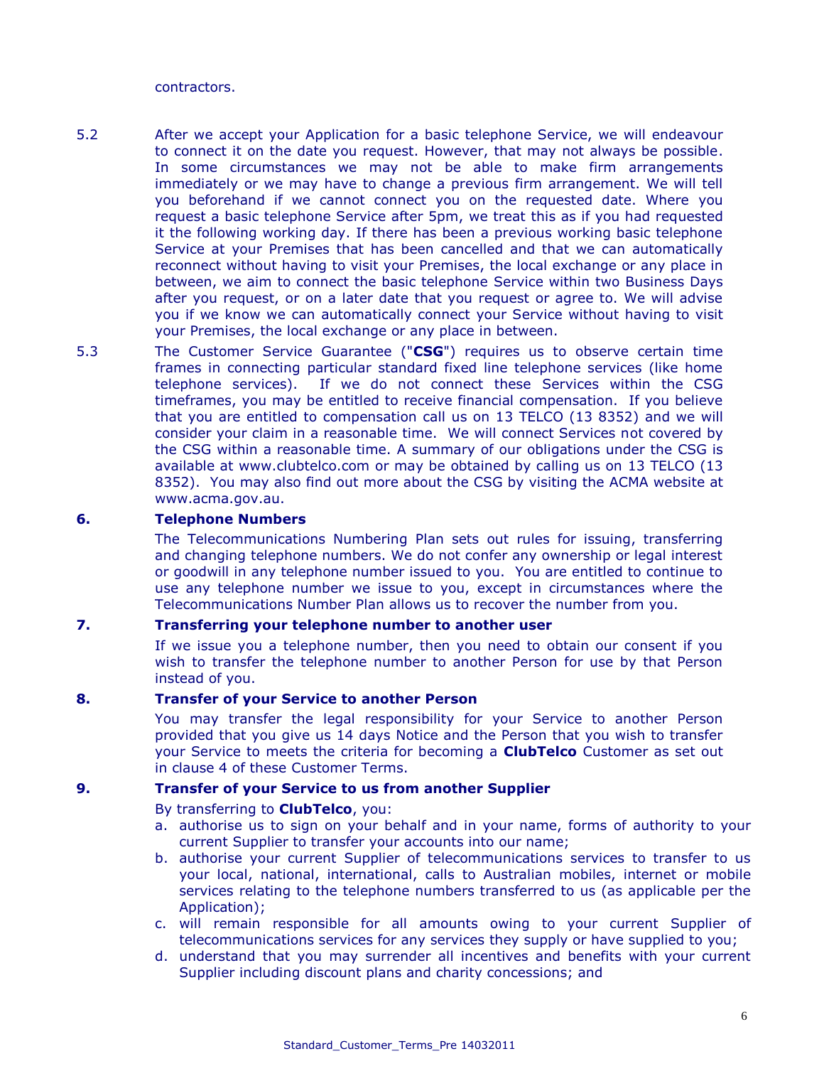contractors.

5.2 After we accept your Application for a basic telephone Service, we will endeavour to connect it on the date you request. However, that may not always be possible. In some circumstances we may not be able to make firm arrangements immediately or we may have to change a previous firm arrangement. We will tell you beforehand if we cannot connect you on the requested date. Where you request a basic telephone Service after 5pm, we treat this as if you had requested it the following working day. If there has been a previous working basic telephone Service at your Premises that has been cancelled and that we can automatically reconnect without having to visit your Premises, the local exchange or any place in between, we aim to connect the basic telephone Service within two Business Days after you request, or on a later date that you request or agree to. We will advise you if we know we can automatically connect your Service without having to visit your Premises, the local exchange or any place in between.

5.3 The Customer Service Guarantee ("**CSG**") requires us to observe certain time frames in connecting particular standard fixed line telephone services (like home telephone services). If we do not connect these Services within the CSG timeframes, you may be entitled to receive financial compensation. If you believe that you are entitled to compensation call us on 13 TELCO (13 8352) and we will consider your claim in a reasonable time. We will connect Services not covered by the CSG within a reasonable time. A summary of our obligations under the CSG is available at www.clubtelco.com or may be obtained by calling us on 13 TELCO (13 8352). You may also find out more about the CSG by visiting the ACMA website at www.acma.gov.au.

## 6. Telephone Numbers

The Telecommunications Numbering Plan sets out rules for issuing, transferring and changing telephone numbers. We do not confer any ownership or legal interest or goodwill in any telephone number issued to you. You are entitled to continue to use any telephone number we issue to you, except in circumstances where the Telecommunications Number Plan allows us to recover the number from you.

## 7. Transferring your telephone number to another user

If we issue you a telephone number, then you need to obtain our consent if you wish to transfer the telephone number to another Person for use by that Person instead of you.

## 8. Transfer of your Service to another Person

You may transfer the legal responsibility for your Service to another Person provided that you give us 14 days Notice and the Person that you wish to transfer your Service to meets the criteria for becoming a **ClubTelco** Customer as set out in clause 4 of these Customer Terms.

## 9. Transfer of your Service to us from another Supplier

By transferring to **ClubTelco**, you:

a. authorise us to sign on your behalf and in your name, forms of authority to your current Supplier to transfer your accounts into our name;
b. authorise your current Supplier of telecommunications services to transfer to us your local, national, international, calls to Australian mobiles, internet or mobile services relating to the telephone numbers transferred to us (as applicable per the Application);
c. will remain responsible for all amounts owing to your current Supplier of telecommunications services for any services they supply or have supplied to you;
d. understand that you may surrender all incentives and benefits with your current Supplier including discount plans and charity concessions; and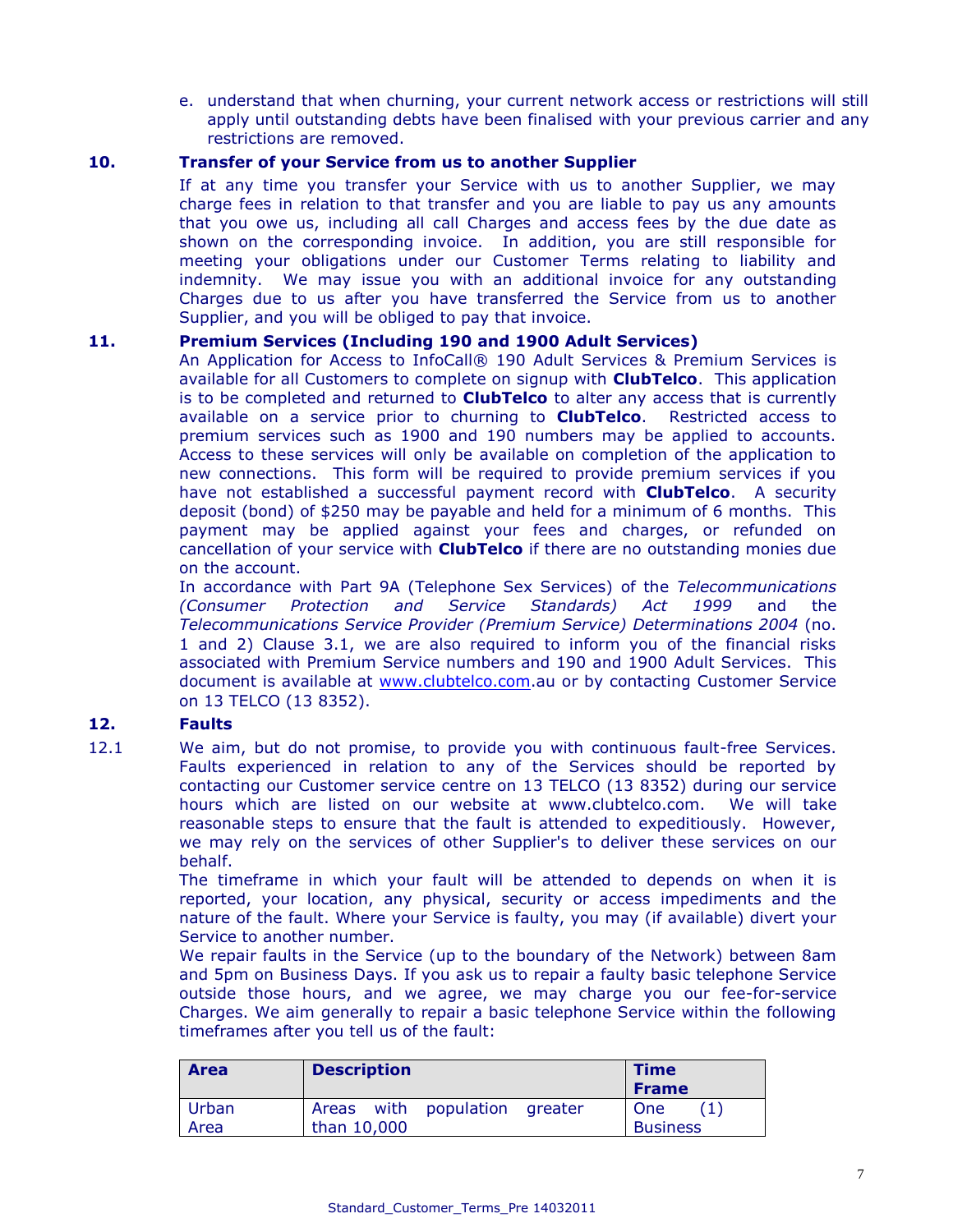e. understand that when churning, your current network access or restrictions will still apply until outstanding debts have been finalised with your previous carrier and any restrictions are removed.

## 10. Transfer of your Service from us to another Supplier

If at any time you transfer your Service with us to another Supplier, we may charge fees in relation to that transfer and you are liable to pay us any amounts that you owe us, including all call Charges and access fees by the due date as shown on the corresponding invoice. In addition, you are still responsible for meeting your obligations under our Customer Terms relating to liability and indemnity. We may issue you with an additional invoice for any outstanding Charges due to us after you have transferred the Service from us to another Supplier, and you will be obliged to pay that invoice.

## 11. Premium Services (Including 190 and 1900 Adult Services)

An Application for Access to InfoCall® 190 Adult Services & Premium Services is available for all Customers to complete on signup with **ClubTelco**. This application is to be completed and returned to **ClubTelco** to alter any access that is currently available on a service prior to churning to **ClubTelco**. Restricted access to premium services such as 1900 and 190 numbers may be applied to accounts. Access to these services will only be available on completion of the application to new connections. This form will be required to provide premium services if you have not established a successful payment record with **ClubTelco**. A security deposit (bond) of $250 may be payable and held for a minimum of 6 months. This payment may be applied against your fees and charges, or refunded on cancellation of your service with **ClubTelco** if there are no outstanding monies due on the account.

In accordance with Part 9A (Telephone Sex Services) of the *Telecommunications (Consumer Protection and Service Standards) Act 1999* and the *Telecommunications Service Provider (Premium Service) Determinations 2004* (no. 1 and 2) Clause 3.1, we are also required to inform you of the financial risks associated with Premium Service numbers and 190 and 1900 Adult Services. This document is available at www.clubtelco.com.au or by contacting Customer Service on 13 TELCO (13 8352).

## 12. Faults

12.1 We aim, but do not promise, to provide you with continuous fault-free Services. Faults experienced in relation to any of the Services should be reported by contacting our Customer service centre on 13 TELCO (13 8352) during our service hours which are listed on our website at www.clubtelco.com. We will take reasonable steps to ensure that the fault is attended to expeditiously. However, we may rely on the services of other Supplier's to deliver these services on our behalf.

The timeframe in which your fault will be attended to depends on when it is reported, your location, any physical, security or access impediments and the nature of the fault. Where your Service is faulty, you may (if available) divert your Service to another number.

We repair faults in the Service (up to the boundary of the Network) between 8am and 5pm on Business Days. If you ask us to repair a faulty basic telephone Service outside those hours, and we agree, we may charge you our fee-for-service Charges. We aim generally to repair a basic telephone Service within the following timeframes after you tell us of the fault:

| Area | Description | Time Frame |
|---|---|---|
| Urban Area | Areas with population greater than 10,000 | One (1) Business |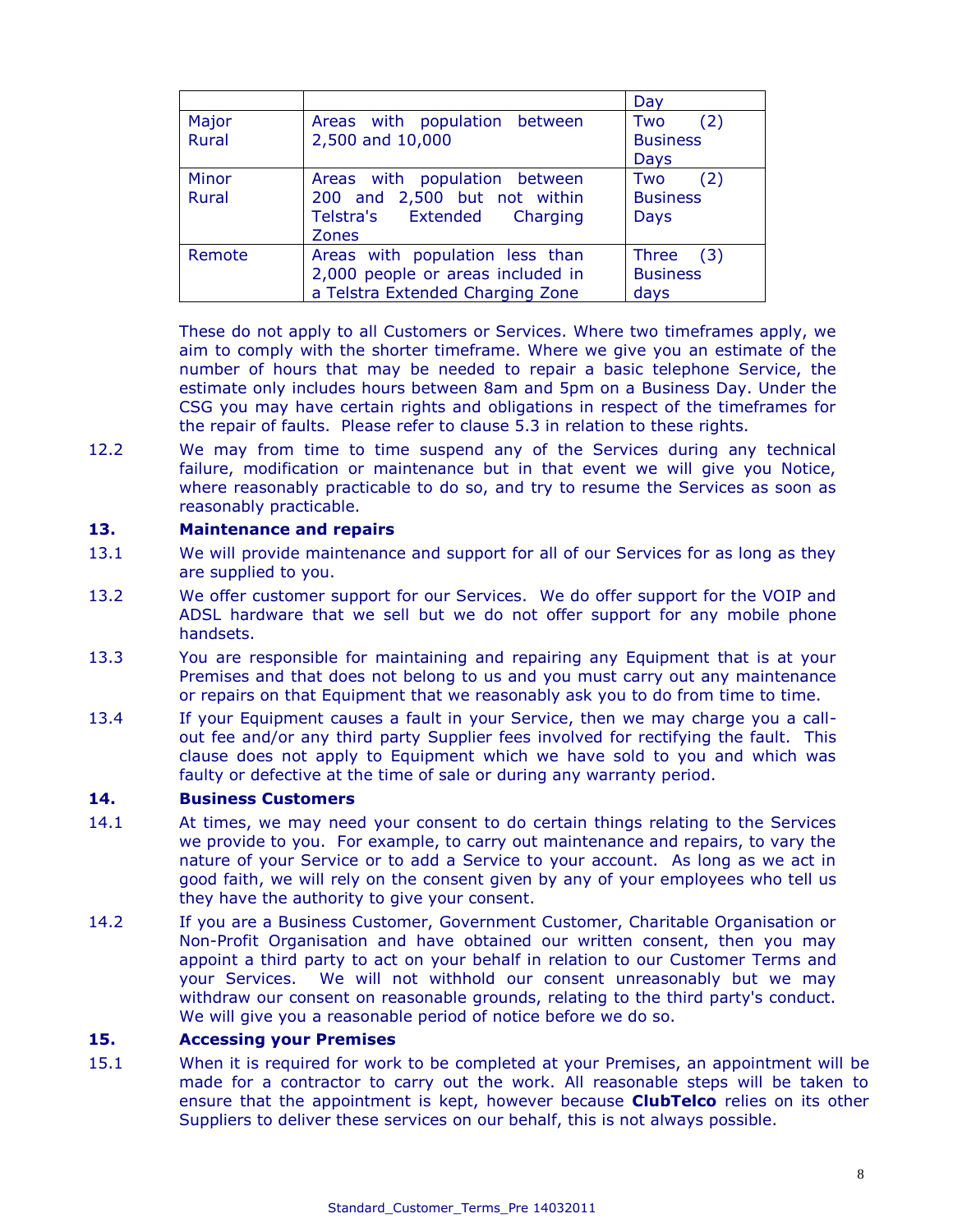| | | Day |
|---|---|---|
| Major Rural | Areas with population between 2,500 and 10,000 | Two (2) Business Days |
| Minor Rural | Areas with population between 200 and 2,500 but not within Telstra's Extended Charging Zones | Two (2) Business Days |
| Remote | Areas with population less than 2,000 people or areas included in a Telstra Extended Charging Zone | Three (3) Business days |

These do not apply to all Customers or Services. Where two timeframes apply, we aim to comply with the shorter timeframe. Where we give you an estimate of the number of hours that may be needed to repair a basic telephone Service, the estimate only includes hours between 8am and 5pm on a Business Day. Under the CSG you may have certain rights and obligations in respect of the timeframes for the repair of faults. Please refer to clause 5.3 in relation to these rights.

12.2 We may from time to time suspend any of the Services during any technical failure, modification or maintenance but in that event we will give you Notice, where reasonably practicable to do so, and try to resume the Services as soon as reasonably practicable.

## 13. Maintenance and repairs

13.1 We will provide maintenance and support for all of our Services for as long as they are supplied to you.

13.2 We offer customer support for our Services. We do offer support for the VOIP and ADSL hardware that we sell but we do not offer support for any mobile phone handsets.

13.3 You are responsible for maintaining and repairing any Equipment that is at your Premises and that does not belong to us and you must carry out any maintenance or repairs on that Equipment that we reasonably ask you to do from time to time.

13.4 If your Equipment causes a fault in your Service, then we may charge you a call-out fee and/or any third party Supplier fees involved for rectifying the fault. This clause does not apply to Equipment which we have sold to you and which was faulty or defective at the time of sale or during any warranty period.

## 14. Business Customers

14.1 At times, we may need your consent to do certain things relating to the Services we provide to you. For example, to carry out maintenance and repairs, to vary the nature of your Service or to add a Service to your account. As long as we act in good faith, we will rely on the consent given by any of your employees who tell us they have the authority to give your consent.

14.2 If you are a Business Customer, Government Customer, Charitable Organisation or Non-Profit Organisation and have obtained our written consent, then you may appoint a third party to act on your behalf in relation to our Customer Terms and your Services. We will not withhold our consent unreasonably but we may withdraw our consent on reasonable grounds, relating to the third party's conduct. We will give you a reasonable period of notice before we do so.

## 15. Accessing your Premises

15.1 When it is required for work to be completed at your Premises, an appointment will be made for a contractor to carry out the work. All reasonable steps will be taken to ensure that the appointment is kept, however because **ClubTelco** relies on its other Suppliers to deliver these services on our behalf, this is not always possible.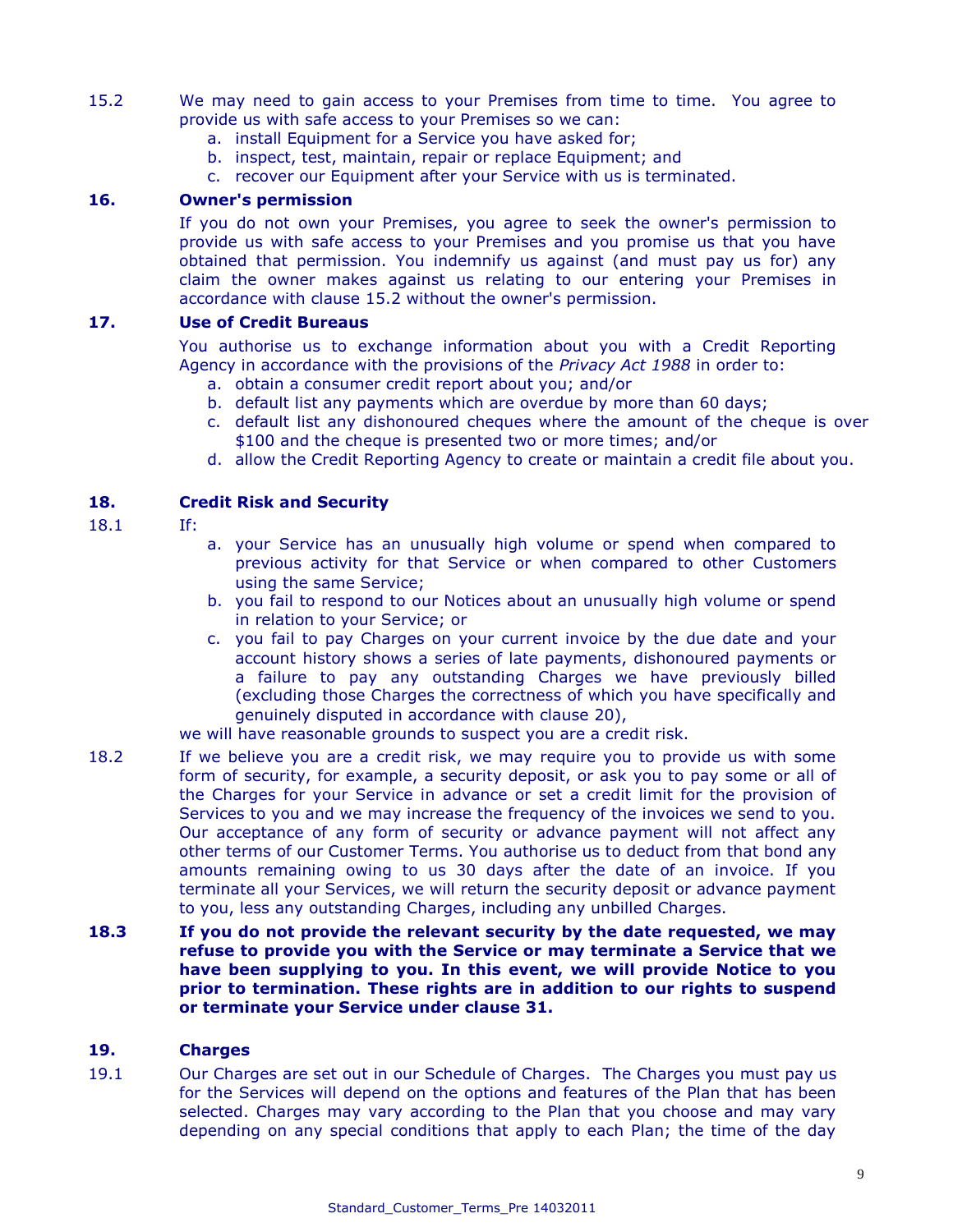15.2 We may need to gain access to your Premises from time to time. You agree to provide us with safe access to your Premises so we can:

a. install Equipment for a Service you have asked for;
b. inspect, test, maintain, repair or replace Equipment; and
c. recover our Equipment after your Service with us is terminated.

## 16. Owner's permission

If you do not own your Premises, you agree to seek the owner's permission to provide us with safe access to your Premises and you promise us that you have obtained that permission. You indemnify us against (and must pay us for) any claim the owner makes against us relating to our entering your Premises in accordance with clause 15.2 without the owner's permission.

## 17. Use of Credit Bureaus

You authorise us to exchange information about you with a Credit Reporting Agency in accordance with the provisions of the *Privacy Act 1988* in order to:

a. obtain a consumer credit report about you; and/or
b. default list any payments which are overdue by more than 60 days;
c. default list any dishonoured cheques where the amount of the cheque is over $100 and the cheque is presented two or more times; and/or
d. allow the Credit Reporting Agency to create or maintain a credit file about you.

## 18. Credit Risk and Security

18.1 If:

a. your Service has an unusually high volume or spend when compared to previous activity for that Service or when compared to other Customers using the same Service;
b. you fail to respond to our Notices about an unusually high volume or spend in relation to your Service; or
c. you fail to pay Charges on your current invoice by the due date and your account history shows a series of late payments, dishonoured payments or a failure to pay any outstanding Charges we have previously billed (excluding those Charges the correctness of which you have specifically and genuinely disputed in accordance with clause 20),

we will have reasonable grounds to suspect you are a credit risk.

18.2 If we believe you are a credit risk, we may require you to provide us with some form of security, for example, a security deposit, or ask you to pay some or all of the Charges for your Service in advance or set a credit limit for the provision of Services to you and we may increase the frequency of the invoices we send to you. Our acceptance of any form of security or advance payment will not affect any other terms of our Customer Terms. You authorise us to deduct from that bond any amounts remaining owing to us 30 days after the date of an invoice. If you terminate all your Services, we will return the security deposit or advance payment to you, less any outstanding Charges, including any unbilled Charges.

**18.3 If you do not provide the relevant security by the date requested, we may refuse to provide you with the Service or may terminate a Service that we have been supplying to you. In this event, we will provide Notice to you prior to termination. These rights are in addition to our rights to suspend or terminate your Service under clause 31.**

## 19. Charges

19.1 Our Charges are set out in our Schedule of Charges. The Charges you must pay us for the Services will depend on the options and features of the Plan that has been selected. Charges may vary according to the Plan that you choose and may vary depending on any special conditions that apply to each Plan; the time of the day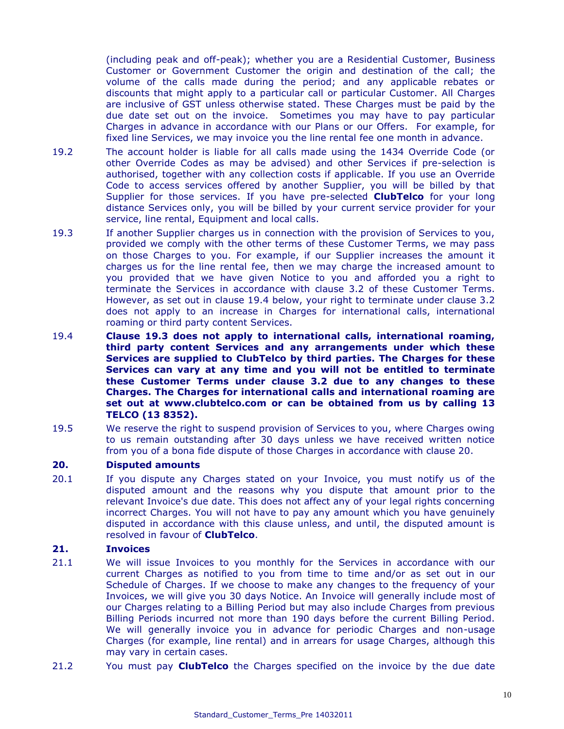(including peak and off-peak); whether you are a Residential Customer, Business Customer or Government Customer the origin and destination of the call; the volume of the calls made during the period; and any applicable rebates or discounts that might apply to a particular call or particular Customer. All Charges are inclusive of GST unless otherwise stated. These Charges must be paid by the due date set out on the invoice. Sometimes you may have to pay particular Charges in advance in accordance with our Plans or our Offers. For example, for fixed line Services, we may invoice you the line rental fee one month in advance.

19.2 The account holder is liable for all calls made using the 1434 Override Code (or other Override Codes as may be advised) and other Services if pre-selection is authorised, together with any collection costs if applicable. If you use an Override Code to access services offered by another Supplier, you will be billed by that Supplier for those services. If you have pre-selected **ClubTelco** for your long distance Services only, you will be billed by your current service provider for your service, line rental, Equipment and local calls.

19.3 If another Supplier charges us in connection with the provision of Services to you, provided we comply with the other terms of these Customer Terms, we may pass on those Charges to you. For example, if our Supplier increases the amount it charges us for the line rental fee, then we may charge the increased amount to you provided that we have given Notice to you and afforded you a right to terminate the Services in accordance with clause 3.2 of these Customer Terms. However, as set out in clause 19.4 below, your right to terminate under clause 3.2 does not apply to an increase in Charges for international calls, international roaming or third party content Services.

19.4 **Clause 19.3 does not apply to international calls, international roaming, third party content Services and any arrangements under which these Services are supplied to ClubTelco by third parties. The Charges for these Services can vary at any time and you will not be entitled to terminate these Customer Terms under clause 3.2 due to any changes to these Charges. The Charges for international calls and international roaming are set out at www.clubtelco.com or can be obtained from us by calling 13 TELCO (13 8352).**

19.5 We reserve the right to suspend provision of Services to you, where Charges owing to us remain outstanding after 30 days unless we have received written notice from you of a bona fide dispute of those Charges in accordance with clause 20.

## 20. Disputed amounts

20.1 If you dispute any Charges stated on your Invoice, you must notify us of the disputed amount and the reasons why you dispute that amount prior to the relevant Invoice's due date. This does not affect any of your legal rights concerning incorrect Charges. You will not have to pay any amount which you have genuinely disputed in accordance with this clause unless, and until, the disputed amount is resolved in favour of **ClubTelco**.

## 21. Invoices

21.1 We will issue Invoices to you monthly for the Services in accordance with our current Charges as notified to you from time to time and/or as set out in our Schedule of Charges. If we choose to make any changes to the frequency of your Invoices, we will give you 30 days Notice. An Invoice will generally include most of our Charges relating to a Billing Period but may also include Charges from previous Billing Periods incurred not more than 190 days before the current Billing Period. We will generally invoice you in advance for periodic Charges and non-usage Charges (for example, line rental) and in arrears for usage Charges, although this may vary in certain cases.

21.2 You must pay **ClubTelco** the Charges specified on the invoice by the due date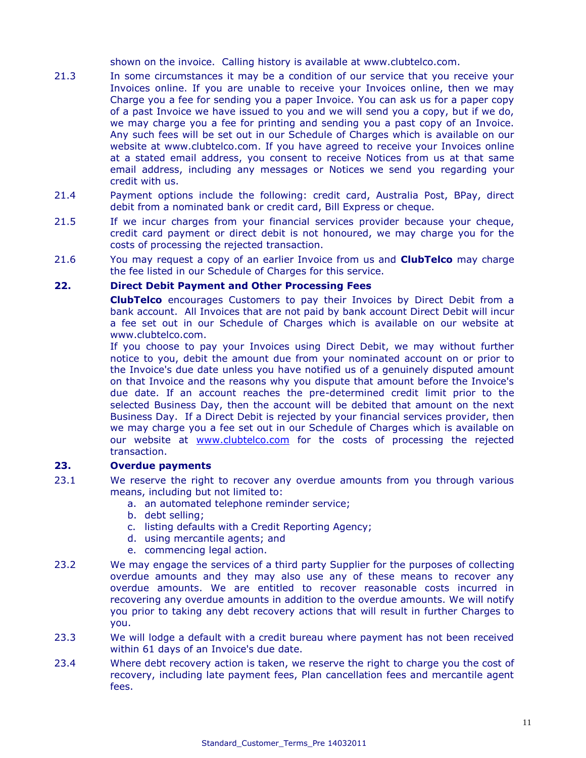shown on the invoice. Calling history is available at www.clubtelco.com.

21.3 In some circumstances it may be a condition of our service that you receive your Invoices online. If you are unable to receive your Invoices online, then we may Charge you a fee for sending you a paper Invoice. You can ask us for a paper copy of a past Invoice we have issued to you and we will send you a copy, but if we do, we may charge you a fee for printing and sending you a past copy of an Invoice. Any such fees will be set out in our Schedule of Charges which is available on our website at www.clubtelco.com. If you have agreed to receive your Invoices online at a stated email address, you consent to receive Notices from us at that same email address, including any messages or Notices we send you regarding your credit with us.

21.4 Payment options include the following: credit card, Australia Post, BPay, direct debit from a nominated bank or credit card, Bill Express or cheque.

21.5 If we incur charges from your financial services provider because your cheque, credit card payment or direct debit is not honoured, we may charge you for the costs of processing the rejected transaction.

21.6 You may request a copy of an earlier Invoice from us and **ClubTelco** may charge the fee listed in our Schedule of Charges for this service.

## 22. Direct Debit Payment and Other Processing Fees

**ClubTelco** encourages Customers to pay their Invoices by Direct Debit from a bank account. All Invoices that are not paid by bank account Direct Debit will incur a fee set out in our Schedule of Charges which is available on our website at www.clubtelco.com.

If you choose to pay your Invoices using Direct Debit, we may without further notice to you, debit the amount due from your nominated account on or prior to the Invoice's due date unless you have notified us of a genuinely disputed amount on that Invoice and the reasons why you dispute that amount before the Invoice's due date. If an account reaches the pre-determined credit limit prior to the selected Business Day, then the account will be debited that amount on the next Business Day. If a Direct Debit is rejected by your financial services provider, then we may charge you a fee set out in our Schedule of Charges which is available on our website at www.clubtelco.com for the costs of processing the rejected transaction.

## 23. Overdue payments

23.1 We reserve the right to recover any overdue amounts from you through various means, including but not limited to:

a. an automated telephone reminder service;
b. debt selling;
c. listing defaults with a Credit Reporting Agency;
d. using mercantile agents; and
e. commencing legal action.

23.2 We may engage the services of a third party Supplier for the purposes of collecting overdue amounts and they may also use any of these means to recover any overdue amounts. We are entitled to recover reasonable costs incurred in recovering any overdue amounts in addition to the overdue amounts. We will notify you prior to taking any debt recovery actions that will result in further Charges to you.

23.3 We will lodge a default with a credit bureau where payment has not been received within 61 days of an Invoice's due date.

23.4 Where debt recovery action is taken, we reserve the right to charge you the cost of recovery, including late payment fees, Plan cancellation fees and mercantile agent fees.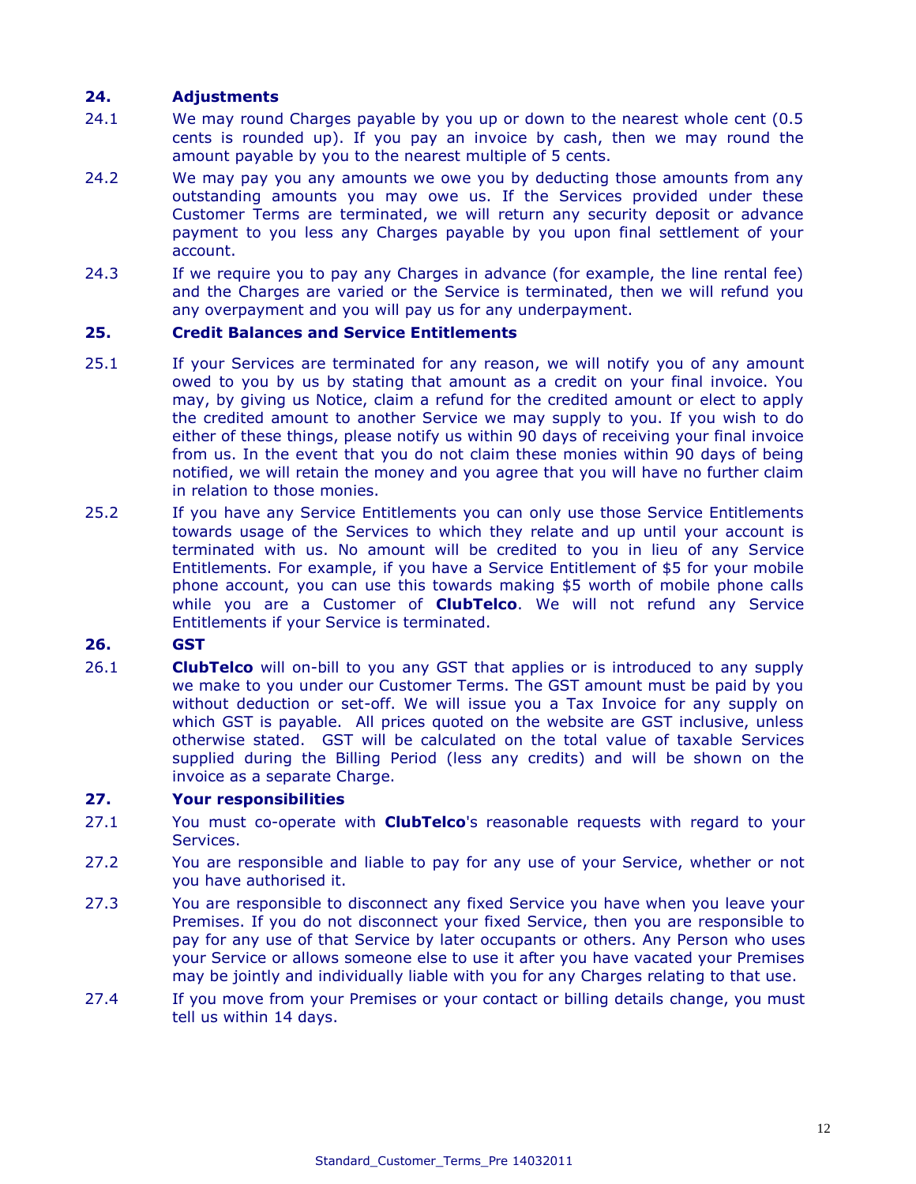## 24. Adjustments

24.1 We may round Charges payable by you up or down to the nearest whole cent (0.5 cents is rounded up). If you pay an invoice by cash, then we may round the amount payable by you to the nearest multiple of 5 cents.

24.2 We may pay you any amounts we owe you by deducting those amounts from any outstanding amounts you may owe us. If the Services provided under these Customer Terms are terminated, we will return any security deposit or advance payment to you less any Charges payable by you upon final settlement of your account.

24.3 If we require you to pay any Charges in advance (for example, the line rental fee) and the Charges are varied or the Service is terminated, then we will refund you any overpayment and you will pay us for any underpayment.

## 25. Credit Balances and Service Entitlements

25.1 If your Services are terminated for any reason, we will notify you of any amount owed to you by us by stating that amount as a credit on your final invoice. You may, by giving us Notice, claim a refund for the credited amount or elect to apply the credited amount to another Service we may supply to you. If you wish to do either of these things, please notify us within 90 days of receiving your final invoice from us. In the event that you do not claim these monies within 90 days of being notified, we will retain the money and you agree that you will have no further claim in relation to those monies.

25.2 If you have any Service Entitlements you can only use those Service Entitlements towards usage of the Services to which they relate and up until your account is terminated with us. No amount will be credited to you in lieu of any Service Entitlements. For example, if you have a Service Entitlement of $5 for your mobile phone account, you can use this towards making $5 worth of mobile phone calls while you are a Customer of **ClubTelco**. We will not refund any Service Entitlements if your Service is terminated.

## 26. GST

26.1 **ClubTelco** will on-bill to you any GST that applies or is introduced to any supply we make to you under our Customer Terms. The GST amount must be paid by you without deduction or set-off. We will issue you a Tax Invoice for any supply on which GST is payable. All prices quoted on the website are GST inclusive, unless otherwise stated. GST will be calculated on the total value of taxable Services supplied during the Billing Period (less any credits) and will be shown on the invoice as a separate Charge.

## 27. Your responsibilities

27.1 You must co-operate with **ClubTelco**'s reasonable requests with regard to your Services.

27.2 You are responsible and liable to pay for any use of your Service, whether or not you have authorised it.

27.3 You are responsible to disconnect any fixed Service you have when you leave your Premises. If you do not disconnect your fixed Service, then you are responsible to pay for any use of that Service by later occupants or others. Any Person who uses your Service or allows someone else to use it after you have vacated your Premises may be jointly and individually liable with you for any Charges relating to that use.

27.4 If you move from your Premises or your contact or billing details change, you must tell us within 14 days.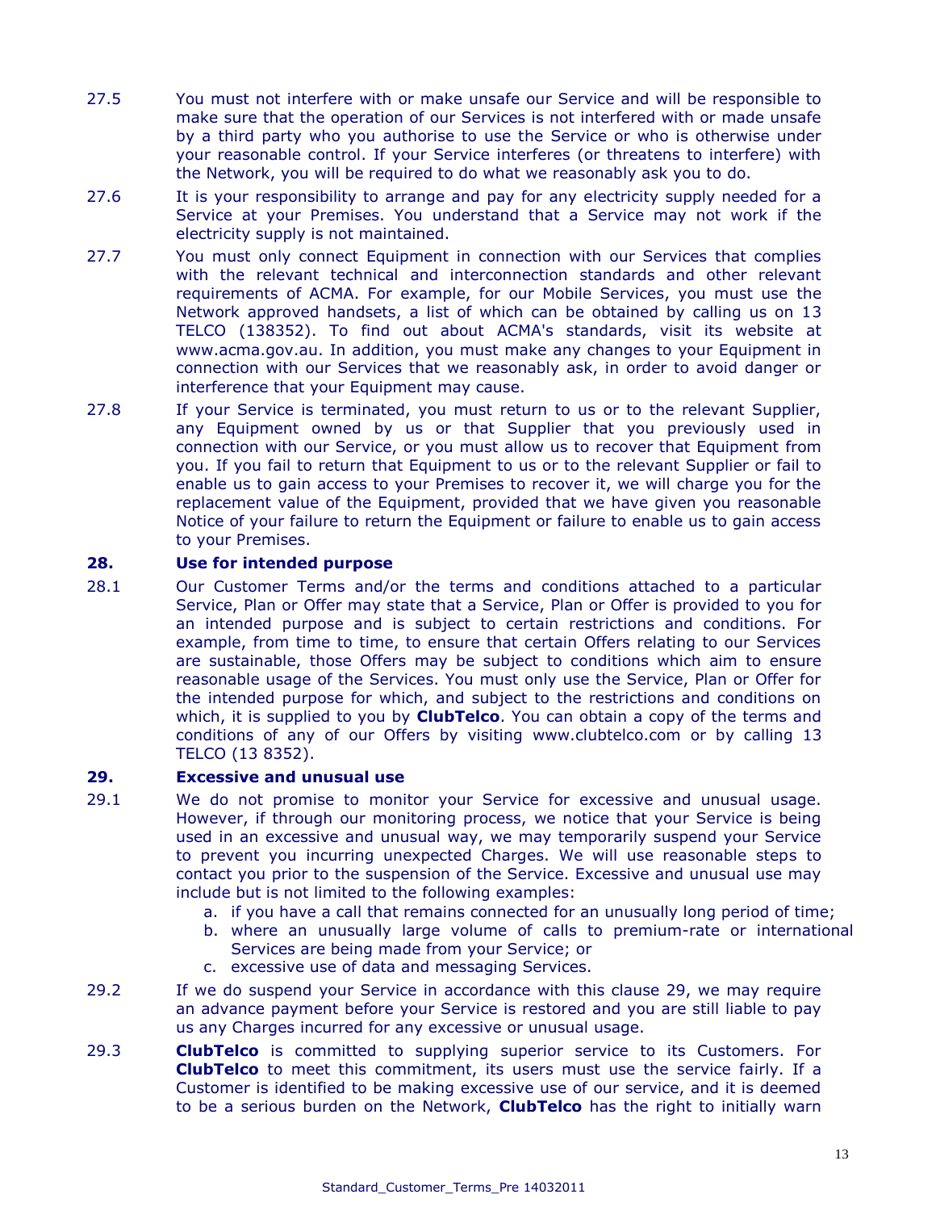27.5 You must not interfere with or make unsafe our Service and will be responsible to make sure that the operation of our Services is not interfered with or made unsafe by a third party who you authorise to use the Service or who is otherwise under your reasonable control. If your Service interferes (or threatens to interfere) with the Network, you will be required to do what we reasonably ask you to do.

27.6 It is your responsibility to arrange and pay for any electricity supply needed for a Service at your Premises. You understand that a Service may not work if the electricity supply is not maintained.

27.7 You must only connect Equipment in connection with our Services that complies with the relevant technical and interconnection standards and other relevant requirements of ACMA. For example, for our Mobile Services, you must use the Network approved handsets, a list of which can be obtained by calling us on 13 TELCO (138352). To find out about ACMA's standards, visit its website at www.acma.gov.au. In addition, you must make any changes to your Equipment in connection with our Services that we reasonably ask, in order to avoid danger or interference that your Equipment may cause.

27.8 If your Service is terminated, you must return to us or to the relevant Supplier, any Equipment owned by us or that Supplier that you previously used in connection with our Service, or you must allow us to recover that Equipment from you. If you fail to return that Equipment to us or to the relevant Supplier or fail to enable us to gain access to your Premises to recover it, we will charge you for the replacement value of the Equipment, provided that we have given you reasonable Notice of your failure to return the Equipment or failure to enable us to gain access to your Premises.

## 28. Use for intended purpose

28.1 Our Customer Terms and/or the terms and conditions attached to a particular Service, Plan or Offer may state that a Service, Plan or Offer is provided to you for an intended purpose and is subject to certain restrictions and conditions. For example, from time to time, to ensure that certain Offers relating to our Services are sustainable, those Offers may be subject to conditions which aim to ensure reasonable usage of the Services. You must only use the Service, Plan or Offer for the intended purpose for which, and subject to the restrictions and conditions on which, it is supplied to you by **ClubTelco**. You can obtain a copy of the terms and conditions of any of our Offers by visiting www.clubtelco.com or by calling 13 TELCO (13 8352).

## 29. Excessive and unusual use

29.1 We do not promise to monitor your Service for excessive and unusual usage. However, if through our monitoring process, we notice that your Service is being used in an excessive and unusual way, we may temporarily suspend your Service to prevent you incurring unexpected Charges. We will use reasonable steps to contact you prior to the suspension of the Service. Excessive and unusual use may include but is not limited to the following examples:

a. if you have a call that remains connected for an unusually long period of time;
b. where an unusually large volume of calls to premium-rate or international Services are being made from your Service; or
c. excessive use of data and messaging Services.

29.2 If we do suspend your Service in accordance with this clause 29, we may require an advance payment before your Service is restored and you are still liable to pay us any Charges incurred for any excessive or unusual usage.

29.3 **ClubTelco** is committed to supplying superior service to its Customers. For **ClubTelco** to meet this commitment, its users must use the service fairly. If a Customer is identified to be making excessive use of our service, and it is deemed to be a serious burden on the Network, **ClubTelco** has the right to initially warn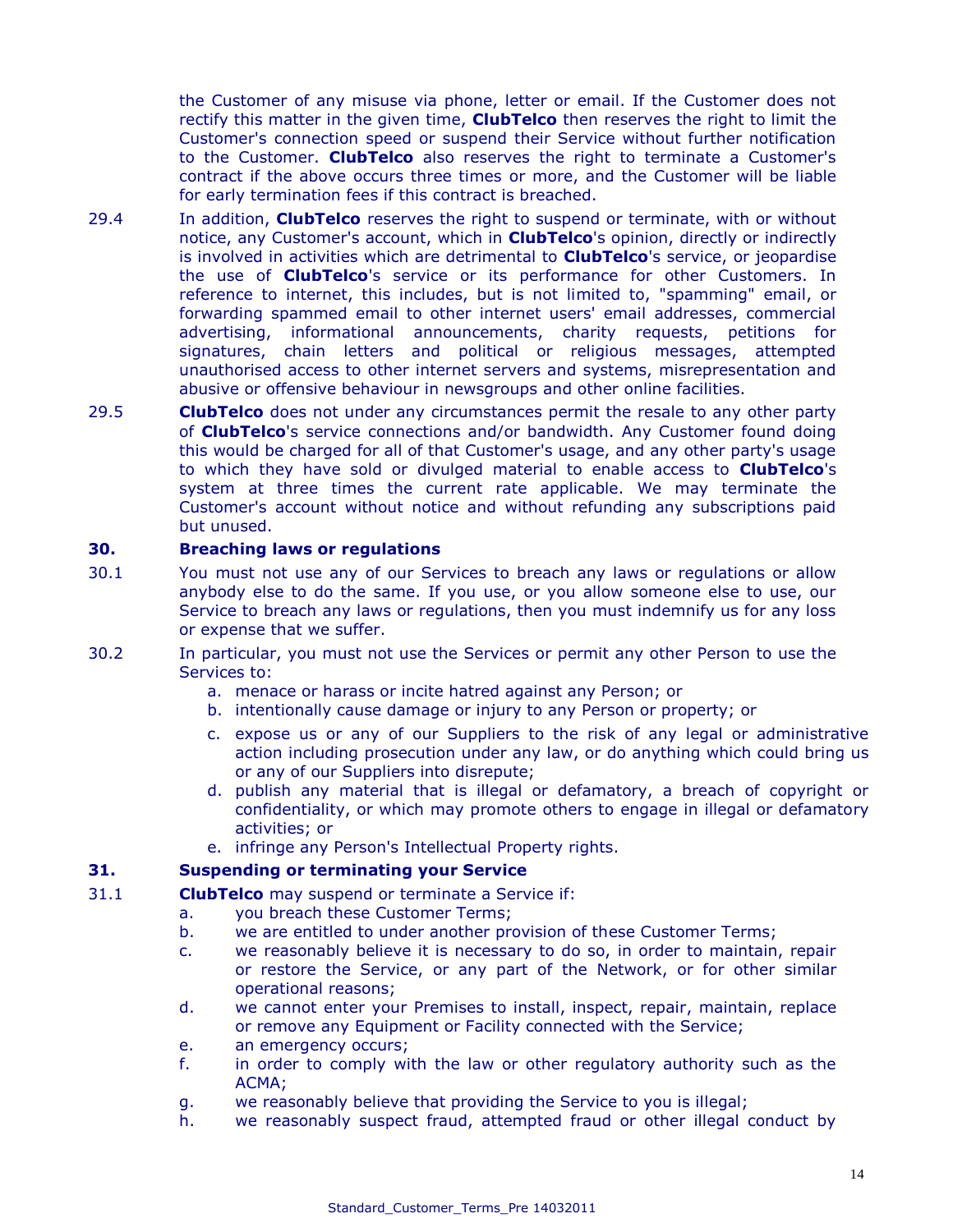the Customer of any misuse via phone, letter or email. If the Customer does not rectify this matter in the given time, **ClubTelco** then reserves the right to limit the Customer's connection speed or suspend their Service without further notification to the Customer. **ClubTelco** also reserves the right to terminate a Customer's contract if the above occurs three times or more, and the Customer will be liable for early termination fees if this contract is breached.

29.4 In addition, **ClubTelco** reserves the right to suspend or terminate, with or without notice, any Customer's account, which in **ClubTelco**'s opinion, directly or indirectly is involved in activities which are detrimental to **ClubTelco**'s service, or jeopardise the use of **ClubTelco**'s service or its performance for other Customers. In reference to internet, this includes, but is not limited to, "spamming" email, or forwarding spammed email to other internet users' email addresses, commercial advertising, informational announcements, charity requests, petitions for signatures, chain letters and political or religious messages, attempted unauthorised access to other internet servers and systems, misrepresentation and abusive or offensive behaviour in newsgroups and other online facilities.

29.5 **ClubTelco** does not under any circumstances permit the resale to any other party of **ClubTelco**'s service connections and/or bandwidth. Any Customer found doing this would be charged for all of that Customer's usage, and any other party's usage to which they have sold or divulged material to enable access to **ClubTelco**'s system at three times the current rate applicable. We may terminate the Customer's account without notice and without refunding any subscriptions paid but unused.

## 30. Breaching laws or regulations

30.1 You must not use any of our Services to breach any laws or regulations or allow anybody else to do the same. If you use, or you allow someone else to use, our Service to breach any laws or regulations, then you must indemnify us for any loss or expense that we suffer.

30.2 In particular, you must not use the Services or permit any other Person to use the Services to:

a. menace or harass or incite hatred against any Person; or
b. intentionally cause damage or injury to any Person or property; or
c. expose us or any of our Suppliers to the risk of any legal or administrative action including prosecution under any law, or do anything which could bring us or any of our Suppliers into disrepute;
d. publish any material that is illegal or defamatory, a breach of copyright or confidentiality, or which may promote others to engage in illegal or defamatory activities; or
e. infringe any Person's Intellectual Property rights.

## 31. Suspending or terminating your Service

31.1 **ClubTelco** may suspend or terminate a Service if:

a. you breach these Customer Terms;
b. we are entitled to under another provision of these Customer Terms;
c. we reasonably believe it is necessary to do so, in order to maintain, repair or restore the Service, or any part of the Network, or for other similar operational reasons;
d. we cannot enter your Premises to install, inspect, repair, maintain, replace or remove any Equipment or Facility connected with the Service;
e. an emergency occurs;
f. in order to comply with the law or other regulatory authority such as the ACMA;
g. we reasonably believe that providing the Service to you is illegal;
h. we reasonably suspect fraud, attempted fraud or other illegal conduct by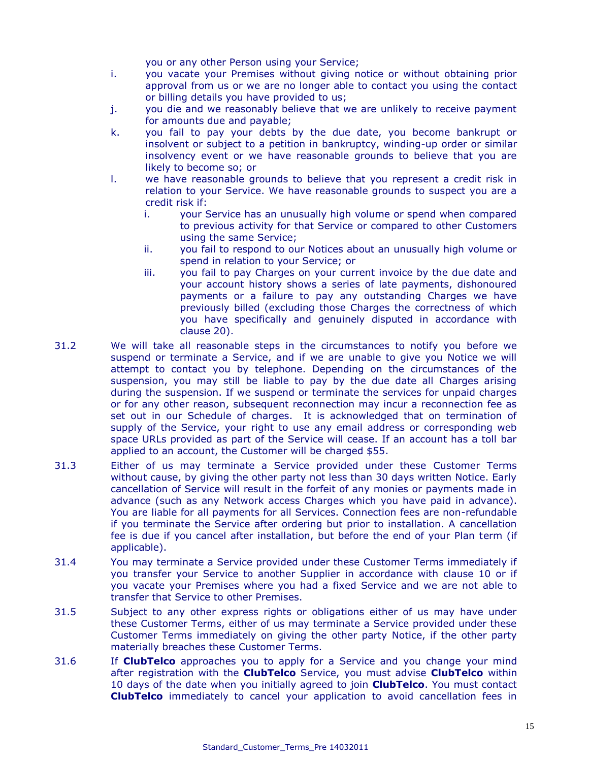you or any other Person using your Service;

i. you vacate your Premises without giving notice or without obtaining prior approval from us or we are no longer able to contact you using the contact or billing details you have provided to us;

j. you die and we reasonably believe that we are unlikely to receive payment for amounts due and payable;

k. you fail to pay your debts by the due date, you become bankrupt or insolvent or subject to a petition in bankruptcy, winding-up order or similar insolvency event or we have reasonable grounds to believe that you are likely to become so; or

l. we have reasonable grounds to believe that you represent a credit risk in relation to your Service. We have reasonable grounds to suspect you are a credit risk if:

   i. your Service has an unusually high volume or spend when compared to previous activity for that Service or compared to other Customers using the same Service;

   ii. you fail to respond to our Notices about an unusually high volume or spend in relation to your Service; or

   iii. you fail to pay Charges on your current invoice by the due date and your account history shows a series of late payments, dishonoured payments or a failure to pay any outstanding Charges we have previously billed (excluding those Charges the correctness of which you have specifically and genuinely disputed in accordance with clause 20).

31.2 We will take all reasonable steps in the circumstances to notify you before we suspend or terminate a Service, and if we are unable to give you Notice we will attempt to contact you by telephone. Depending on the circumstances of the suspension, you may still be liable to pay by the due date all Charges arising during the suspension. If we suspend or terminate the services for unpaid charges or for any other reason, subsequent reconnection may incur a reconnection fee as set out in our Schedule of charges. It is acknowledged that on termination of supply of the Service, your right to use any email address or corresponding web space URLs provided as part of the Service will cease. If an account has a toll bar applied to an account, the Customer will be charged $55.

31.3 Either of us may terminate a Service provided under these Customer Terms without cause, by giving the other party not less than 30 days written Notice. Early cancellation of Service will result in the forfeit of any monies or payments made in advance (such as any Network access Charges which you have paid in advance). You are liable for all payments for all Services. Connection fees are non-refundable if you terminate the Service after ordering but prior to installation. A cancellation fee is due if you cancel after installation, but before the end of your Plan term (if applicable).

31.4 You may terminate a Service provided under these Customer Terms immediately if you transfer your Service to another Supplier in accordance with clause 10 or if you vacate your Premises where you had a fixed Service and we are not able to transfer that Service to other Premises.

31.5 Subject to any other express rights or obligations either of us may have under these Customer Terms, either of us may terminate a Service provided under these Customer Terms immediately on giving the other party Notice, if the other party materially breaches these Customer Terms.

31.6 If **ClubTelco** approaches you to apply for a Service and you change your mind after registration with the **ClubTelco** Service, you must advise **ClubTelco** within 10 days of the date when you initially agreed to join **ClubTelco**. You must contact **ClubTelco** immediately to cancel your application to avoid cancellation fees in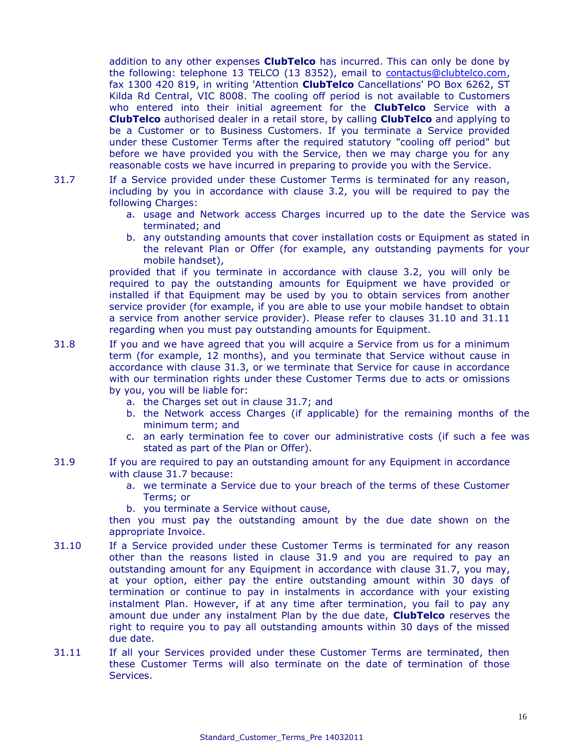addition to any other expenses **ClubTelco** has incurred. This can only be done by the following: telephone 13 TELCO (13 8352), email to contactus@clubtelco.com, fax 1300 420 819, in writing 'Attention **ClubTelco** Cancellations' PO Box 6262, ST Kilda Rd Central, VIC 8008. The cooling off period is not available to Customers who entered into their initial agreement for the **ClubTelco** Service with a **ClubTelco** authorised dealer in a retail store, by calling **ClubTelco** and applying to be a Customer or to Business Customers. If you terminate a Service provided under these Customer Terms after the required statutory "cooling off period" but before we have provided you with the Service, then we may charge you for any reasonable costs we have incurred in preparing to provide you with the Service.

31.7 If a Service provided under these Customer Terms is terminated for any reason, including by you in accordance with clause 3.2, you will be required to pay the following Charges:

a. usage and Network access Charges incurred up to the date the Service was terminated; and
b. any outstanding amounts that cover installation costs or Equipment as stated in the relevant Plan or Offer (for example, any outstanding payments for your mobile handset),

provided that if you terminate in accordance with clause 3.2, you will only be required to pay the outstanding amounts for Equipment we have provided or installed if that Equipment may be used by you to obtain services from another service provider (for example, if you are able to use your mobile handset to obtain a service from another service provider). Please refer to clauses 31.10 and 31.11 regarding when you must pay outstanding amounts for Equipment.

31.8 If you and we have agreed that you will acquire a Service from us for a minimum term (for example, 12 months), and you terminate that Service without cause in accordance with clause 31.3, or we terminate that Service for cause in accordance with our termination rights under these Customer Terms due to acts or omissions by you, you will be liable for:

a. the Charges set out in clause 31.7; and
b. the Network access Charges (if applicable) for the remaining months of the minimum term; and
c. an early termination fee to cover our administrative costs (if such a fee was stated as part of the Plan or Offer).

31.9 If you are required to pay an outstanding amount for any Equipment in accordance with clause 31.7 because:

a. we terminate a Service due to your breach of the terms of these Customer Terms; or
b. you terminate a Service without cause,

then you must pay the outstanding amount by the due date shown on the appropriate Invoice.

31.10 If a Service provided under these Customer Terms is terminated for any reason other than the reasons listed in clause 31.9 and you are required to pay an outstanding amount for any Equipment in accordance with clause 31.7, you may, at your option, either pay the entire outstanding amount within 30 days of termination or continue to pay in instalments in accordance with your existing instalment Plan. However, if at any time after termination, you fail to pay any amount due under any instalment Plan by the due date, **ClubTelco** reserves the right to require you to pay all outstanding amounts within 30 days of the missed due date.

31.11 If all your Services provided under these Customer Terms are terminated, then these Customer Terms will also terminate on the date of termination of those Services.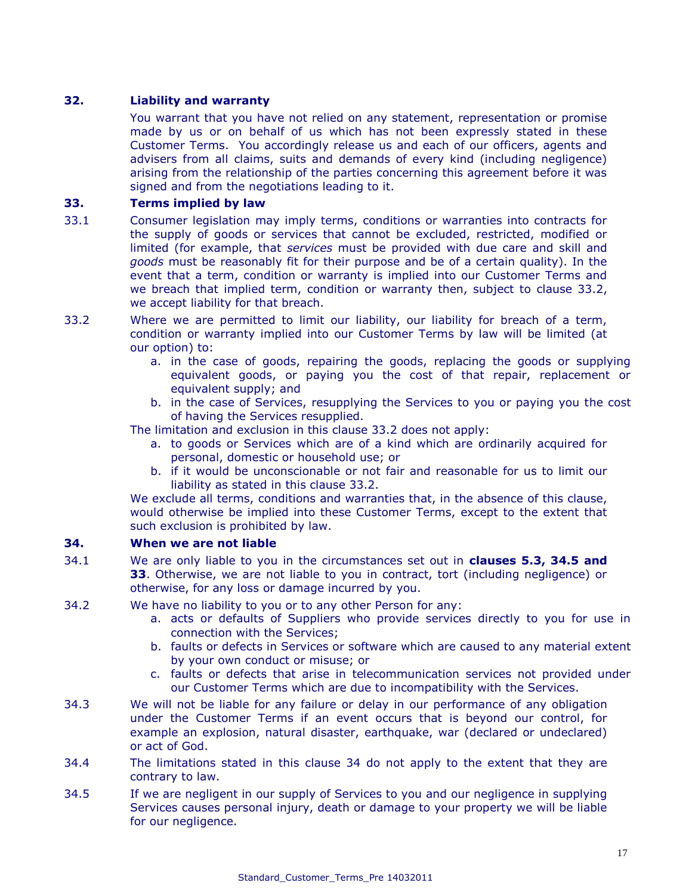## 32. Liability and warranty

You warrant that you have not relied on any statement, representation or promise made by us or on behalf of us which has not been expressly stated in these Customer Terms. You accordingly release us and each of our officers, agents and advisers from all claims, suits and demands of every kind (including negligence) arising from the relationship of the parties concerning this agreement before it was signed and from the negotiations leading to it.

## 33. Terms implied by law

33.1 Consumer legislation may imply terms, conditions or warranties into contracts for the supply of goods or services that cannot be excluded, restricted, modified or limited (for example, that *services* must be provided with due care and skill and *goods* must be reasonably fit for their purpose and be of a certain quality). In the event that a term, condition or warranty is implied into our Customer Terms and we breach that implied term, condition or warranty then, subject to clause 33.2, we accept liability for that breach.

33.2 Where we are permitted to limit our liability, our liability for breach of a term, condition or warranty implied into our Customer Terms by law will be limited (at our option) to:

a. in the case of goods, repairing the goods, replacing the goods or supplying equivalent goods, or paying you the cost of that repair, replacement or equivalent supply; and
b. in the case of Services, resupplying the Services to you or paying you the cost of having the Services resupplied.

The limitation and exclusion in this clause 33.2 does not apply:

a. to goods or Services which are of a kind which are ordinarily acquired for personal, domestic or household use; or
b. if it would be unconscionable or not fair and reasonable for us to limit our liability as stated in this clause 33.2.

We exclude all terms, conditions and warranties that, in the absence of this clause, would otherwise be implied into these Customer Terms, except to the extent that such exclusion is prohibited by law.

## 34. When we are not liable

34.1 We are only liable to you in the circumstances set out in **clauses 5.3, 34.5 and 33**. Otherwise, we are not liable to you in contract, tort (including negligence) or otherwise, for any loss or damage incurred by you.

34.2 We have no liability to you or to any other Person for any:

a. acts or defaults of Suppliers who provide services directly to you for use in connection with the Services;
b. faults or defects in Services or software which are caused to any material extent by your own conduct or misuse; or
c. faults or defects that arise in telecommunication services not provided under our Customer Terms which are due to incompatibility with the Services.

34.3 We will not be liable for any failure or delay in our performance of any obligation under the Customer Terms if an event occurs that is beyond our control, for example an explosion, natural disaster, earthquake, war (declared or undeclared) or act of God.

34.4 The limitations stated in this clause 34 do not apply to the extent that they are contrary to law.

34.5 If we are negligent in our supply of Services to you and our negligence in supplying Services causes personal injury, death or damage to your property we will be liable for our negligence.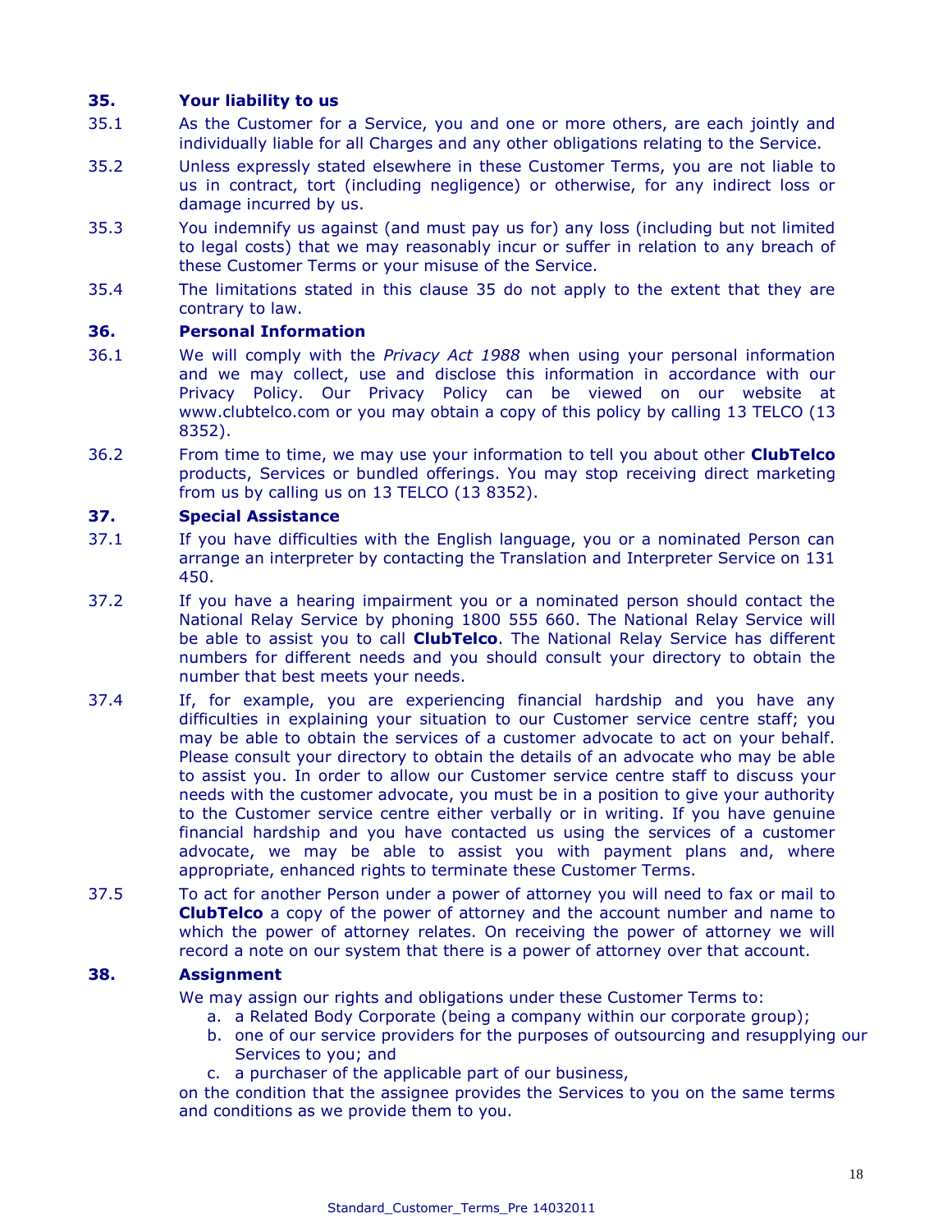## 35. Your liability to us

35.1 As the Customer for a Service, you and one or more others, are each jointly and individually liable for all Charges and any other obligations relating to the Service.

35.2 Unless expressly stated elsewhere in these Customer Terms, you are not liable to us in contract, tort (including negligence) or otherwise, for any indirect loss or damage incurred by us.

35.3 You indemnify us against (and must pay us for) any loss (including but not limited to legal costs) that we may reasonably incur or suffer in relation to any breach of these Customer Terms or your misuse of the Service.

35.4 The limitations stated in this clause 35 do not apply to the extent that they are contrary to law.

## 36. Personal Information

36.1 We will comply with the *Privacy Act 1988* when using your personal information and we may collect, use and disclose this information in accordance with our Privacy Policy. Our Privacy Policy can be viewed on our website at www.clubtelco.com or you may obtain a copy of this policy by calling 13 TELCO (13 8352).

36.2 From time to time, we may use your information to tell you about other **ClubTelco** products, Services or bundled offerings. You may stop receiving direct marketing from us by calling us on 13 TELCO (13 8352).

## 37. Special Assistance

37.1 If you have difficulties with the English language, you or a nominated Person can arrange an interpreter by contacting the Translation and Interpreter Service on 131 450.

37.2 If you have a hearing impairment you or a nominated person should contact the National Relay Service by phoning 1800 555 660. The National Relay Service will be able to assist you to call **ClubTelco**. The National Relay Service has different numbers for different needs and you should consult your directory to obtain the number that best meets your needs.

37.4 If, for example, you are experiencing financial hardship and you have any difficulties in explaining your situation to our Customer service centre staff; you may be able to obtain the services of a customer advocate to act on your behalf. Please consult your directory to obtain the details of an advocate who may be able to assist you. In order to allow our Customer service centre staff to discuss your needs with the customer advocate, you must be in a position to give your authority to the Customer service centre either verbally or in writing. If you have genuine financial hardship and you have contacted us using the services of a customer advocate, we may be able to assist you with payment plans and, where appropriate, enhanced rights to terminate these Customer Terms.

37.5 To act for another Person under a power of attorney you will need to fax or mail to **ClubTelco** a copy of the power of attorney and the account number and name to which the power of attorney relates. On receiving the power of attorney we will record a note on our system that there is a power of attorney over that account.

## 38. Assignment

We may assign our rights and obligations under these Customer Terms to:

a. a Related Body Corporate (being a company within our corporate group);
b. one of our service providers for the purposes of outsourcing and resupplying our Services to you; and
c. a purchaser of the applicable part of our business,

on the condition that the assignee provides the Services to you on the same terms and conditions as we provide them to you.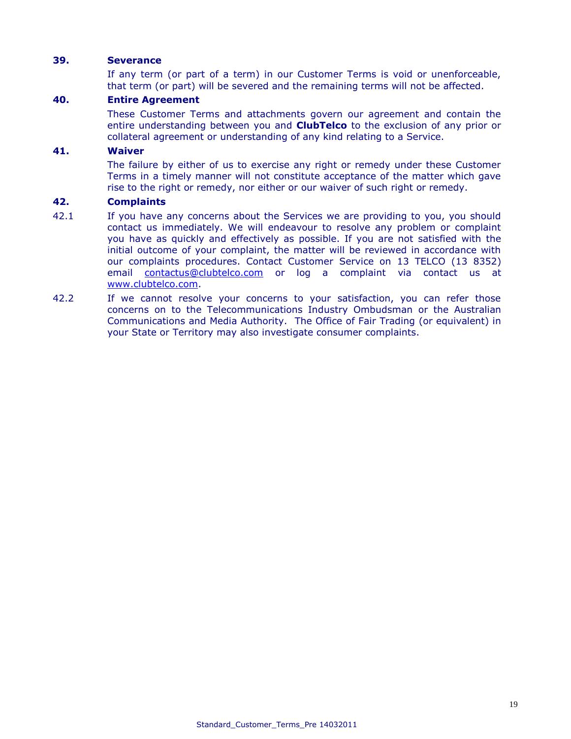## 39. Severance

If any term (or part of a term) in our Customer Terms is void or unenforceable, that term (or part) will be severed and the remaining terms will not be affected.

## 40. Entire Agreement

These Customer Terms and attachments govern our agreement and contain the entire understanding between you and **ClubTelco** to the exclusion of any prior or collateral agreement or understanding of any kind relating to a Service.

## 41. Waiver

The failure by either of us to exercise any right or remedy under these Customer Terms in a timely manner will not constitute acceptance of the matter which gave rise to the right or remedy, nor either or our waiver of such right or remedy.

## 42. Complaints

42.1 If you have any concerns about the Services we are providing to you, you should contact us immediately. We will endeavour to resolve any problem or complaint you have as quickly and effectively as possible. If you are not satisfied with the initial outcome of your complaint, the matter will be reviewed in accordance with our complaints procedures. Contact Customer Service on 13 TELCO (13 8352) email contactus@clubtelco.com or log a complaint via contact us at www.clubtelco.com.

42.2 If we cannot resolve your concerns to your satisfaction, you can refer those concerns on to the Telecommunications Industry Ombudsman or the Australian Communications and Media Authority. The Office of Fair Trading (or equivalent) in your State or Territory may also investigate consumer complaints.